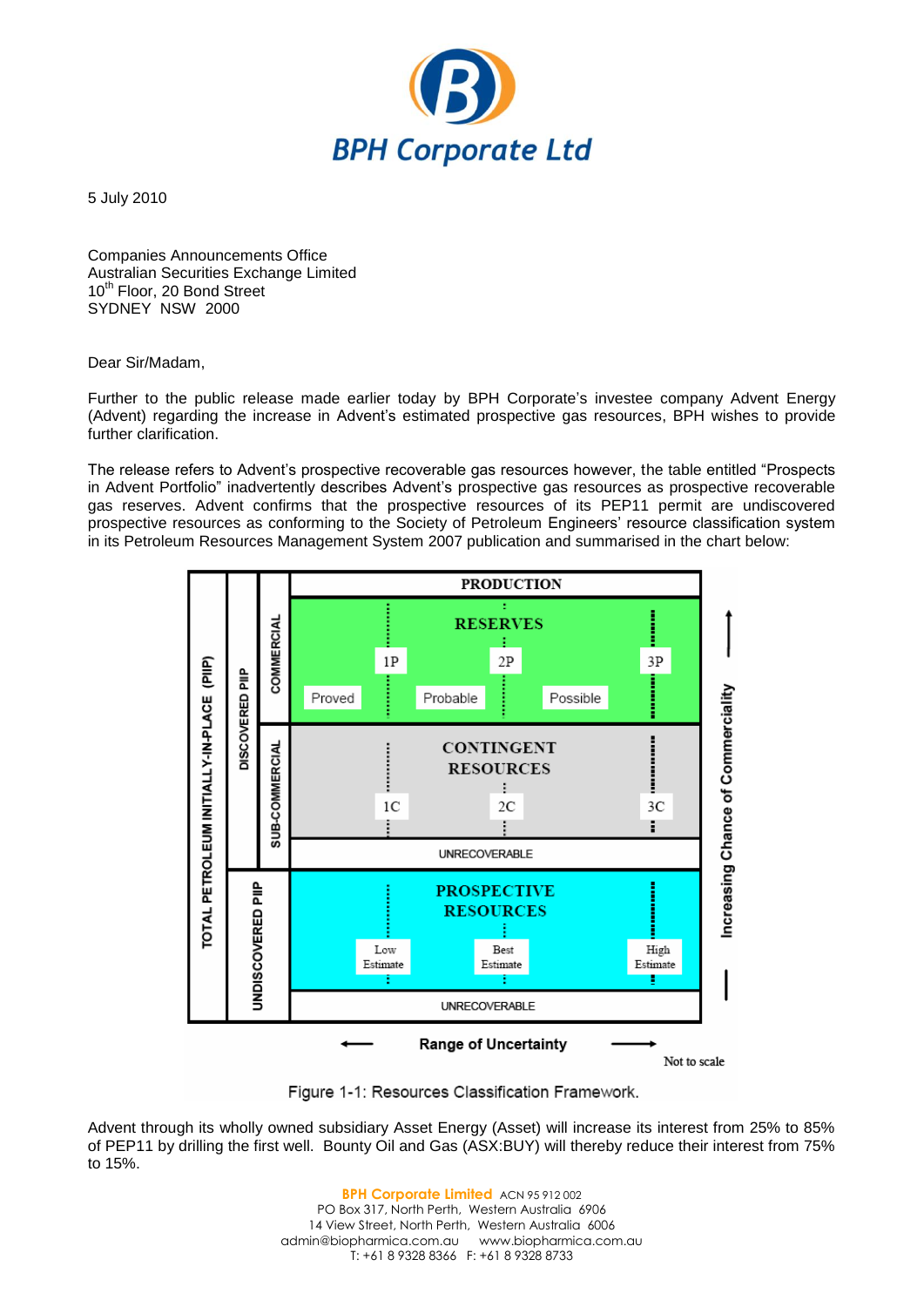# BPH Corporate Ltd

5 July 2010

Companies Announcements Office
Australian Securities Exchange Limited
10th Floor, 20 Bond Street
SYDNEY NSW 2000

Dear Sir/Madam,

Further to the public release made earlier today by BPH Corporate's investee company Advent Energy (Advent) regarding the increase in Advent's estimated prospective gas resources, BPH wishes to provide further clarification.

The release refers to Advent's prospective recoverable gas resources however, the table entitled "Prospects in Advent Portfolio" inadvertently describes Advent's prospective gas resources as prospective recoverable gas reserves. Advent confirms that the prospective resources of its PEP11 permit are undiscovered prospective resources as conforming to the Society of Petroleum Engineers' resource classification system in its Petroleum Resources Management System 2007 publication and summarised in the chart below:

Figure 1-1: Resources Classification Framework.

Advent through its wholly owned subsidiary Asset Energy (Asset) will increase its interest from 25% to 85% of PEP11 by drilling the first well. Bounty Oil and Gas (ASX:BUY) will thereby reduce their interest from 75% to 15%.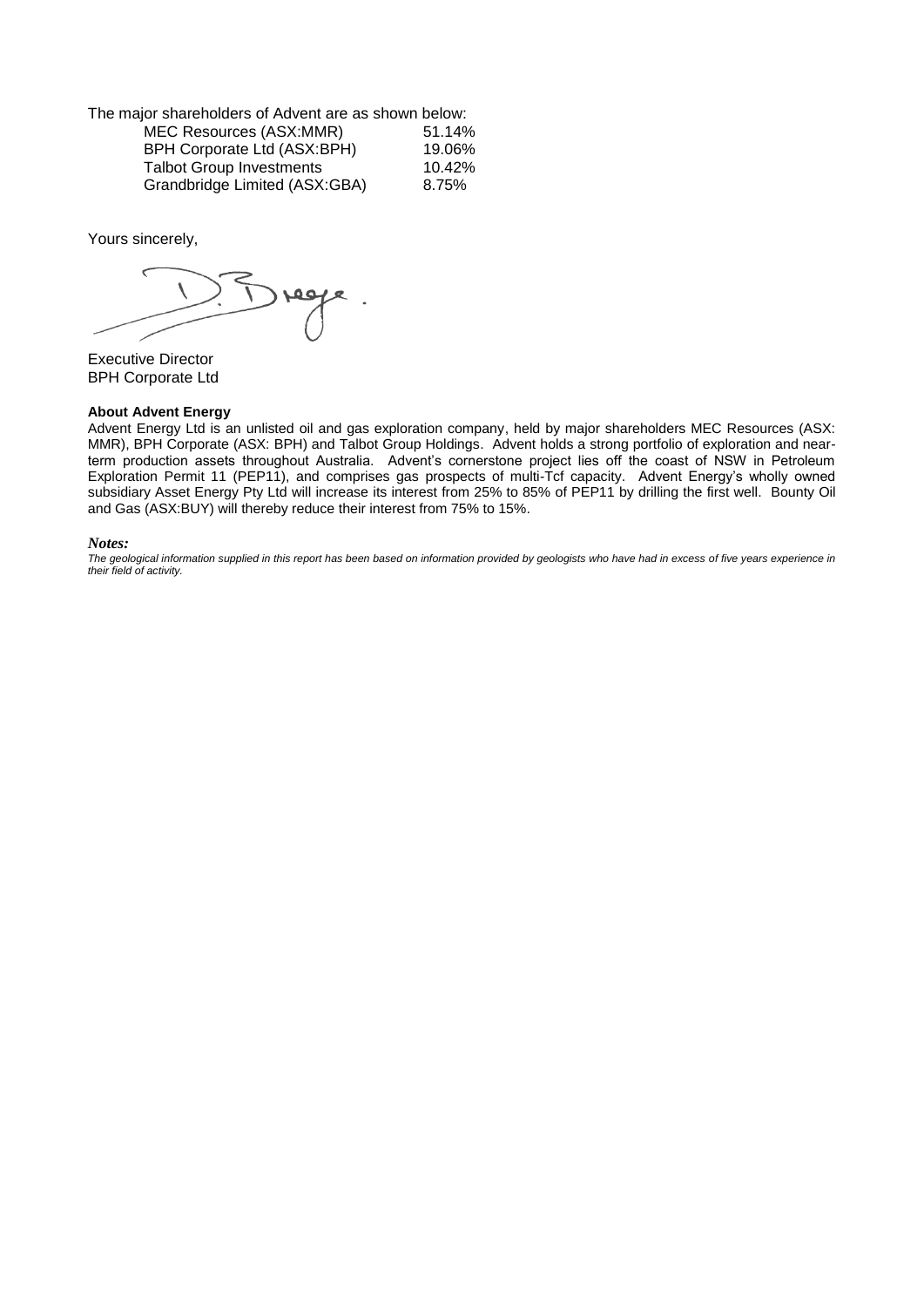The major shareholders of Advent are as shown below:

| | |
|---|---|
| MEC Resources (ASX:MMR) | 51.14% |
| BPH Corporate Ltd (ASX:BPH) | 19.06% |
| Talbot Group Investments | 10.42% |
| Grandbridge Limited (ASX:GBA) | 8.75% |

Yours sincerely,

Executive Director
BPH Corporate Ltd

**About Advent Energy**

Advent Energy Ltd is an unlisted oil and gas exploration company, held by major shareholders MEC Resources (ASX: MMR), BPH Corporate (ASX: BPH) and Talbot Group Holdings. Advent holds a strong portfolio of exploration and near-term production assets throughout Australia. Advent's cornerstone project lies off the coast of NSW in Petroleum Exploration Permit 11 (PEP11), and comprises gas prospects of multi-Tcf capacity. Advent Energy's wholly owned subsidiary Asset Energy Pty Ltd will increase its interest from 25% to 85% of PEP11 by drilling the first well. Bounty Oil and Gas (ASX:BUY) will thereby reduce their interest from 75% to 15%.

***Notes:***

*The geological information supplied in this report has been based on information provided by geologists who have had in excess of five years experience in their field of activity.*